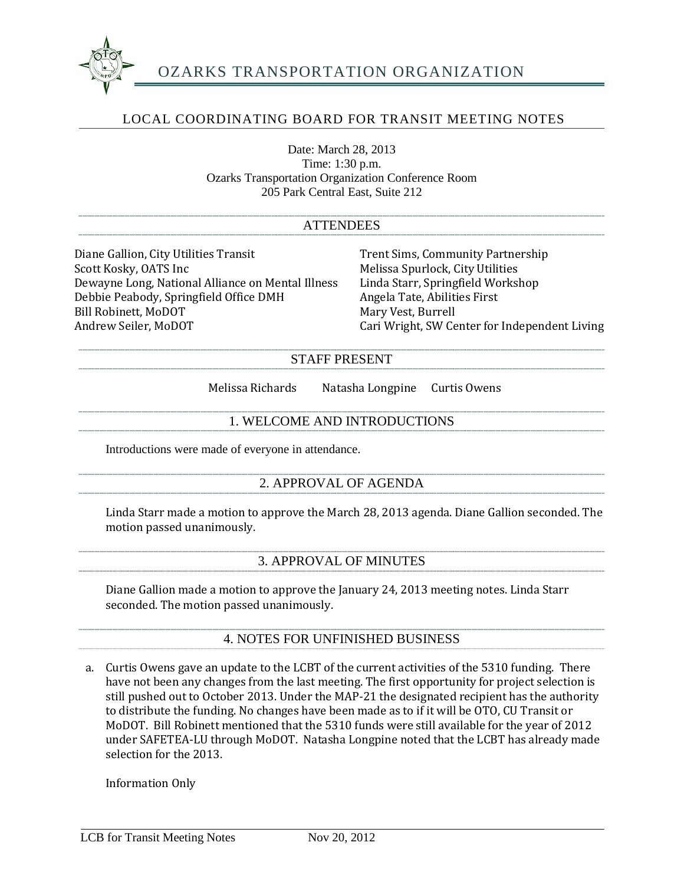# OZARKS TRANSPORTATION ORGANIZATION

## LOCAL COORDINATING BOARD FOR TRANSIT MEETING NOTES

Date: March 28, 2013
Time: 1:30 p.m.
Ozarks Transportation Organization Conference Room
205 Park Central East, Suite 212

### ATTENDEES

Diane Gallion, City Utilities Transit
Scott Kosky, OATS Inc
Dewayne Long, National Alliance on Mental Illness
Debbie Peabody, Springfield Office DMH
Bill Robinett, MoDOT
Andrew Seiler, MoDOT
Trent Sims, Community Partnership
Melissa Spurlock, City Utilities
Linda Starr, Springfield Workshop
Angela Tate, Abilities First
Mary Vest, Burrell
Cari Wright, SW Center for Independent Living

### STAFF PRESENT

Melissa Richards    Natasha Longpine    Curtis Owens

### 1. WELCOME AND INTRODUCTIONS

Introductions were made of everyone in attendance.

### 2. APPROVAL OF AGENDA

Linda Starr made a motion to approve the March 28, 2013 agenda. Diane Gallion seconded. The motion passed unanimously.

### 3. APPROVAL OF MINUTES

Diane Gallion made a motion to approve the January 24, 2013 meeting notes. Linda Starr seconded. The motion passed unanimously.

### 4. NOTES FOR UNFINISHED BUSINESS

a. Curtis Owens gave an update to the LCBT of the current activities of the 5310 funding. There have not been any changes from the last meeting. The first opportunity for project selection is still pushed out to October 2013. Under the MAP-21 the designated recipient has the authority to distribute the funding. No changes have been made as to if it will be OTO, CU Transit or MoDOT. Bill Robinett mentioned that the 5310 funds were still available for the year of 2012 under SAFETEA-LU through MoDOT. Natasha Longpine noted that the LCBT has already made selection for the 2013.

   Information Only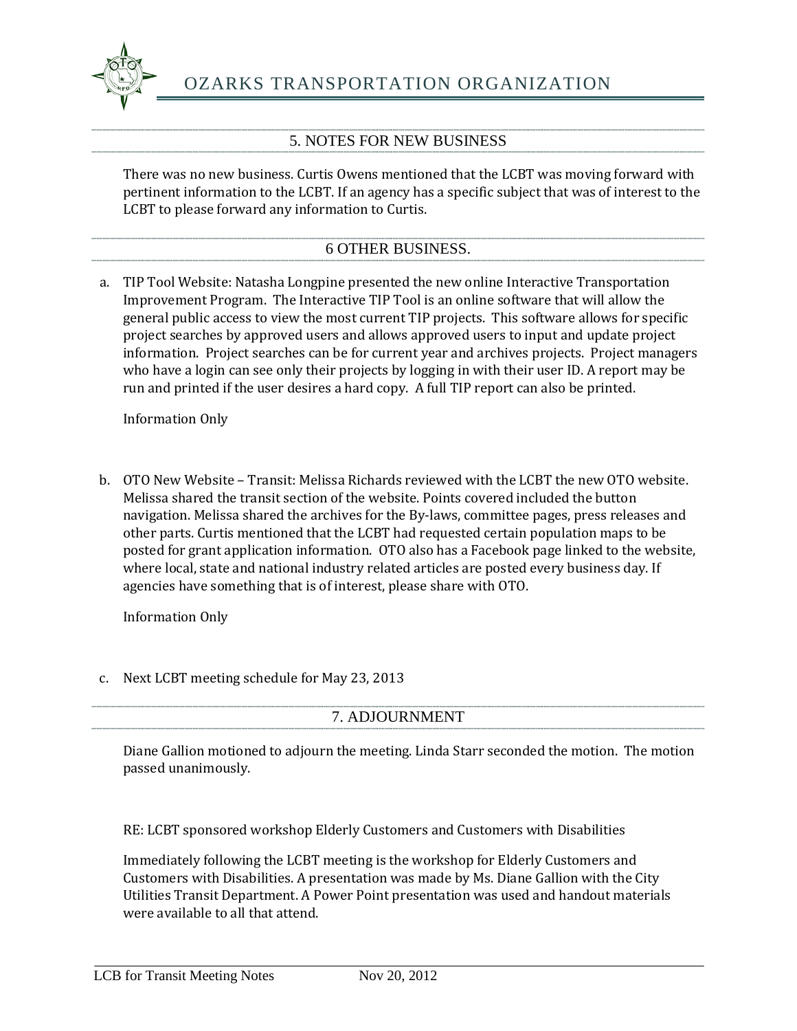## 5. NOTES FOR NEW BUSINESS

There was no new business. Curtis Owens mentioned that the LCBT was moving forward with pertinent information to the LCBT. If an agency has a specific subject that was of interest to the LCBT to please forward any information to Curtis.

## 6 OTHER BUSINESS.

a. TIP Tool Website: Natasha Longpine presented the new online Interactive Transportation Improvement Program. The Interactive TIP Tool is an online software that will allow the general public access to view the most current TIP projects. This software allows for specific project searches by approved users and allows approved users to input and update project information. Project searches can be for current year and archives projects. Project managers who have a login can see only their projects by logging in with their user ID. A report may be run and printed if the user desires a hard copy. A full TIP report can also be printed.

   Information Only

b. OTO New Website – Transit: Melissa Richards reviewed with the LCBT the new OTO website. Melissa shared the transit section of the website. Points covered included the button navigation. Melissa shared the archives for the By-laws, committee pages, press releases and other parts. Curtis mentioned that the LCBT had requested certain population maps to be posted for grant application information. OTO also has a Facebook page linked to the website, where local, state and national industry related articles are posted every business day. If agencies have something that is of interest, please share with OTO.

   Information Only

c. Next LCBT meeting schedule for May 23, 2013

## 7. ADJOURNMENT

Diane Gallion motioned to adjourn the meeting. Linda Starr seconded the motion. The motion passed unanimously.

RE: LCBT sponsored workshop Elderly Customers and Customers with Disabilities

Immediately following the LCBT meeting is the workshop for Elderly Customers and Customers with Disabilities. A presentation was made by Ms. Diane Gallion with the City Utilities Transit Department. A Power Point presentation was used and handout materials were available to all that attend.